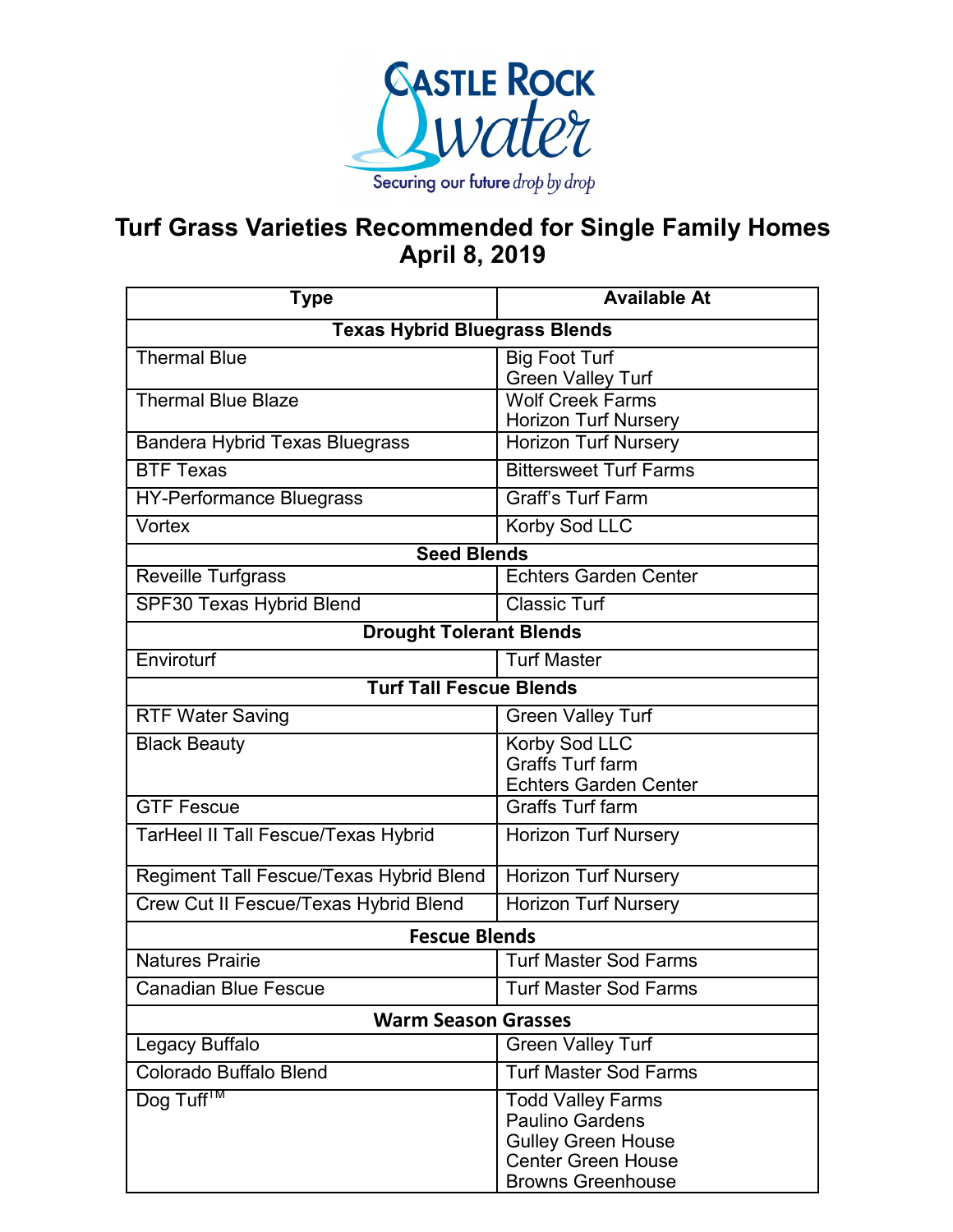# Castle Rock Water

Securing our future drop by drop

# Turf Grass Varieties Recommended for Single Family Homes
## April 8, 2019

| Type | Available At |
|---|---|
| **Texas Hybrid Bluegrass Blends** | |
| Thermal Blue | Big Foot Turf<br>Green Valley Turf |
| Thermal Blue Blaze | Wolf Creek Farms<br>Horizon Turf Nursery |
| Bandera Hybrid Texas Bluegrass | Horizon Turf Nursery |
| BTF Texas | Bittersweet Turf Farms |
| HY-Performance Bluegrass | Graff's Turf Farm |
| Vortex | Korby Sod LLC |
| **Seed Blends** | |
| Reveille Turfgrass | Echters Garden Center |
| SPF30 Texas Hybrid Blend | Classic Turf |
| **Drought Tolerant Blends** | |
| Enviroturf | Turf Master |
| **Turf Tall Fescue Blends** | |
| RTF Water Saving | Green Valley Turf |
| Black Beauty | Korby Sod LLC<br>Graffs Turf farm<br>Echters Garden Center |
| GTF Fescue | Graffs Turf farm |
| TarHeel II Tall Fescue/Texas Hybrid | Horizon Turf Nursery |
| Regiment Tall Fescue/Texas Hybrid Blend | Horizon Turf Nursery |
| Crew Cut II Fescue/Texas Hybrid Blend | Horizon Turf Nursery |
| **Fescue Blends** | |
| Natures Prairie | Turf Master Sod Farms |
| Canadian Blue Fescue | Turf Master Sod Farms |
| **Warm Season Grasses** | |
| Legacy Buffalo | Green Valley Turf |
| Colorado Buffalo Blend | Turf Master Sod Farms |
| Dog Tuff™ | Todd Valley Farms<br>Paulino Gardens<br>Gulley Green House<br>Center Green House<br>Browns Greenhouse |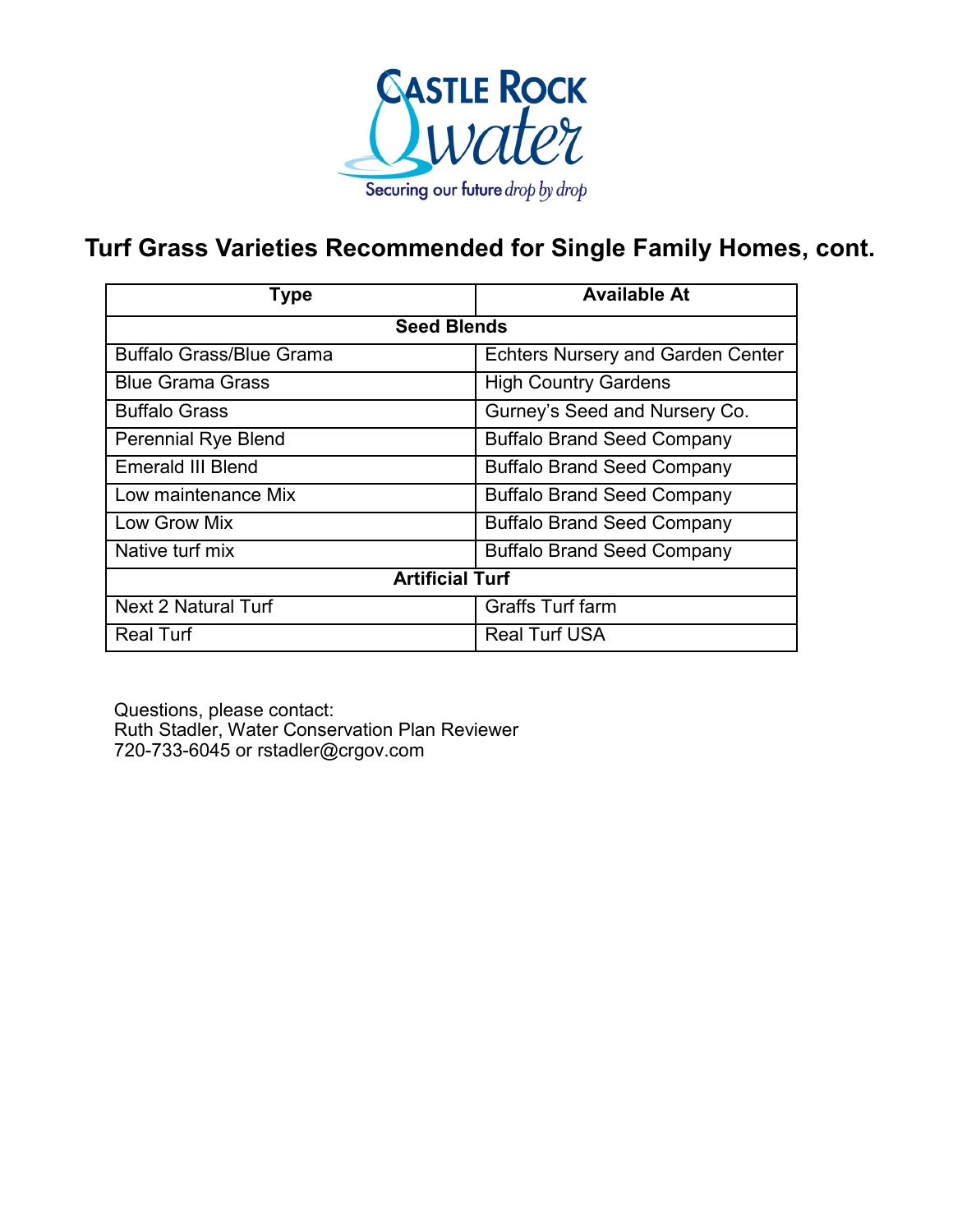# Turf Grass Varieties Recommended for Single Family Homes, cont.

| Type | Available At |
|---|---|
| **Seed Blends** | |
| Buffalo Grass/Blue Grama | Echters Nursery and Garden Center |
| Blue Grama Grass | High Country Gardens |
| Buffalo Grass | Gurney's Seed and Nursery Co. |
| Perennial Rye Blend | Buffalo Brand Seed Company |
| Emerald III Blend | Buffalo Brand Seed Company |
| Low maintenance Mix | Buffalo Brand Seed Company |
| Low Grow Mix | Buffalo Brand Seed Company |
| Native turf mix | Buffalo Brand Seed Company |
| **Artificial Turf** | |
| Next 2 Natural Turf | Graffs Turf farm |
| Real Turf | Real Turf USA |

Questions, please contact:
Ruth Stadler, Water Conservation Plan Reviewer
720-733-6045 or rstadler@crgov.com